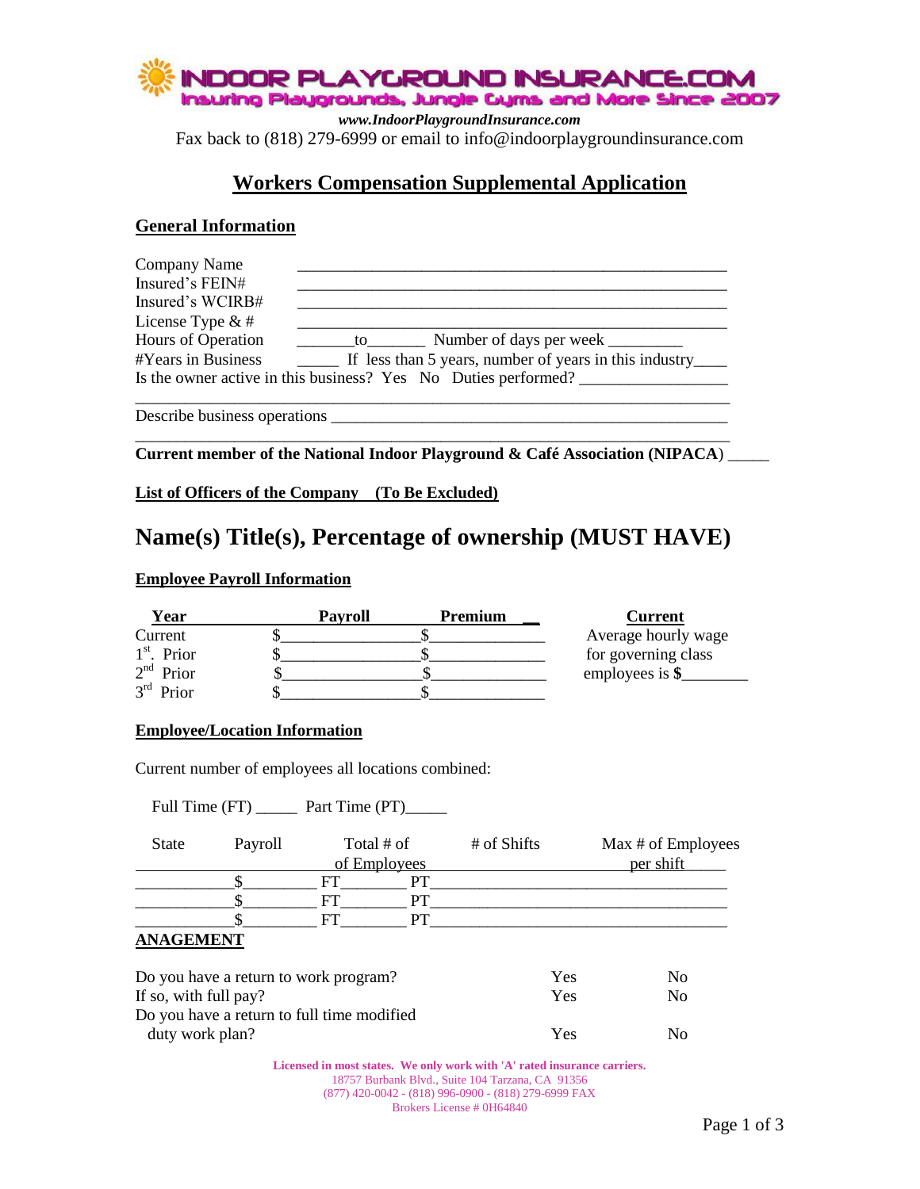# INDOOR PLAYGROUND INSURANCE.COM

Insuring Playgrounds, Jungle Gyms and More Since 2007

***www.IndoorPlaygroundInsurance.com***

Fax back to (818) 279-6999 or email to info@indoorplaygroundinsurance.com

## Workers Compensation Supplemental Application

### General Information

Company Name ____________________________________________________

Insured's FEIN# ____________________________________________________

Insured's WCIRB# ____________________________________________________

License Type & # ____________________________________________________

Hours of Operation _______to_______ Number of days per week _________

#Years in Business _____ If less than 5 years, number of years in this industry____

Is the owner active in this business? Yes No Duties performed? _________________

_____________________________________________________________________

Describe business operations _______________________________________________

_____________________________________________________________________

**Current member of the National Indoor Playground & Café Association (NIPACA)** _____

**List of Officers of the Company (To Be Excluded)**

# Name(s) Title(s), Percentage of ownership (MUST HAVE)

### Employee Payroll Information

| Year | Payroll | Premium |
|---|---|---|
| Current | $________________ | $______________ |
| 1st. Prior | $________________ | $______________ |
| 2nd Prior | $________________ | $______________ |
| 3rd Prior | $________________ | $______________ |

**Current**
Average hourly wage for governing class employees is **$**________

### Employee/Location Information

Current number of employees all locations combined:

Full Time (FT) _____ Part Time (PT)_____

| State | Payroll | Total # of Employees | # of Shifts | Max # of Employees per shift |
|---|---|---|---|---|
| ___________ | $_________ | FT________ PT________ | | |
| ___________ | $_________ | FT________ PT________ | | |
| ___________ | $_________ | FT________ PT________ | | |

### ANAGEMENT

| | | |
|---|---|---|
| Do you have a return to work program? | Yes | No |
| If so, with full pay? | Yes | No |
| Do you have a return to full time modified duty work plan? | Yes | No |

**Licensed in most states. We only work with 'A' rated insurance carriers.**
18757 Burbank Blvd., Suite 104 Tarzana, CA 91356
(877) 420-0042 - (818) 996-0900 - (818) 279-6999 FAX
Brokers License # 0H64840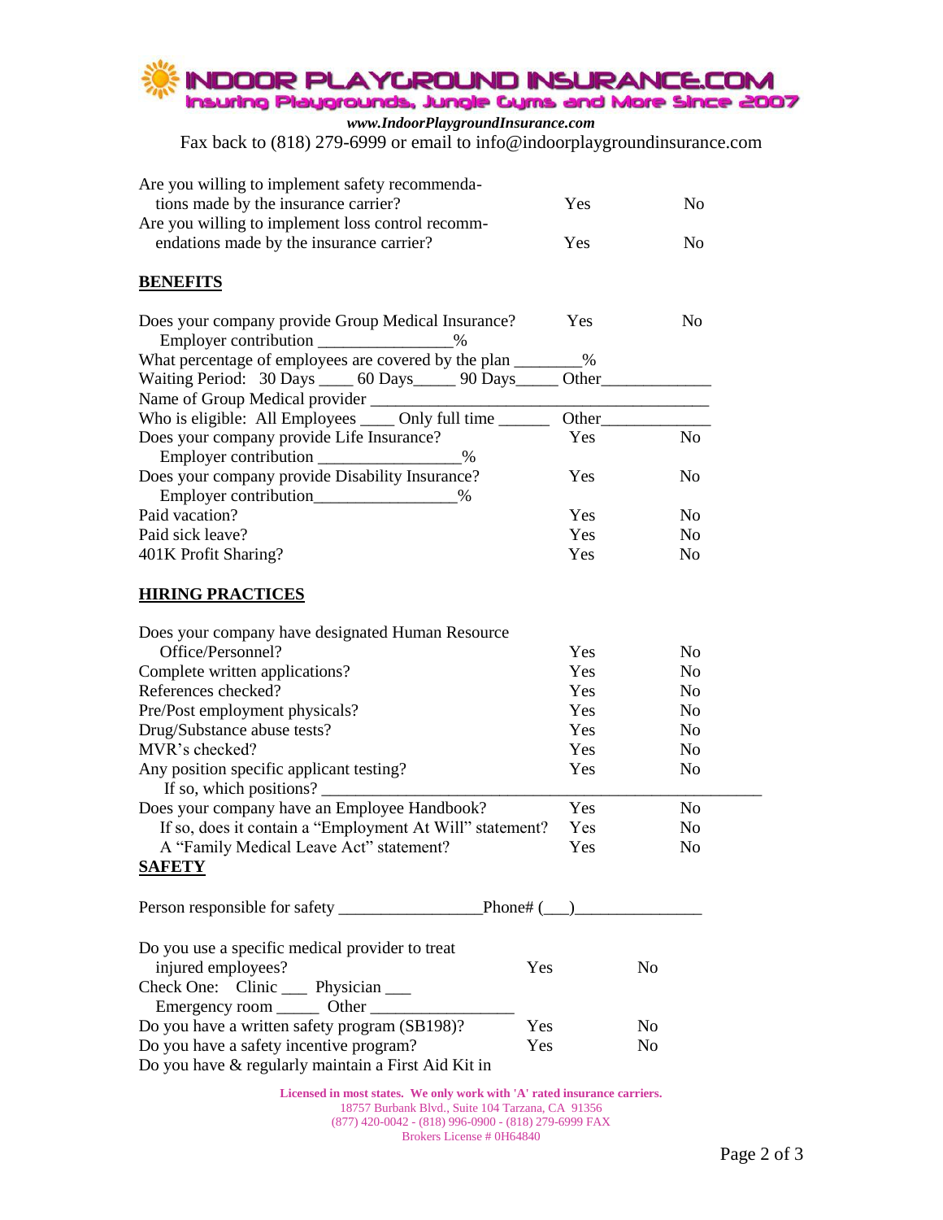# INDOOR PLAYGROUND INSURANCE.COM

Insuring Playgrounds, Jungle Gyms and More Since 2007

***www.IndoorPlaygroundInsurance.com***

Fax back to (818) 279-6999 or email to info@indoorplaygroundinsurance.com

| | | |
|---|---|---|
| Are you willing to implement safety recommendations made by the insurance carrier? | Yes | No |
| Are you willing to implement loss control recommendations made by the insurance carrier? | Yes | No |

**BENEFITS**

| | | |
|---|---|---|
| Does your company provide Group Medical Insurance? | Yes | No |
| Employer contribution ________________% | | |

What percentage of employees are covered by the plan ________%

Waiting Period: 30 Days ____ 60 Days_____ 90 Days_____ Other_____________

Name of Group Medical provider ________________________________________

Who is eligible: All Employees ____ Only full time ______ Other_____________

| | | |
|---|---|---|
| Does your company provide Life Insurance? | Yes | No |
| Employer contribution _________________% | | |
| Does your company provide Disability Insurance? | Yes | No |
| Employer contribution_________________% | | |
| Paid vacation? | Yes | No |
| Paid sick leave? | Yes | No |
| 401K Profit Sharing? | Yes | No |

**HIRING PRACTICES**

| | | |
|---|---|---|
| Does your company have designated Human Resource Office/Personnel? | Yes | No |
| Complete written applications? | Yes | No |
| References checked? | Yes | No |
| Pre/Post employment physicals? | Yes | No |
| Drug/Substance abuse tests? | Yes | No |
| MVR's checked? | Yes | No |
| Any position specific applicant testing? | Yes | No |

If so, which positions? _____________________________________________________

| | | |
|---|---|---|
| Does your company have an Employee Handbook? | Yes | No |
| If so, does it contain a "Employment At Will" statement? | Yes | No |
| A "Family Medical Leave Act" statement? | Yes | No |

**SAFETY**

Person responsible for safety _________________Phone# (___)_______________

| | | |
|---|---|---|
| Do you use a specific medical provider to treat injured employees? | Yes | No |

Check One: Clinic ___ Physician ___
Emergency room _____ Other _________________

| | | |
|---|---|---|
| Do you have a written safety program (SB198)? | Yes | No |
| Do you have a safety incentive program? | Yes | No |

Do you have & regularly maintain a First Aid Kit in

**Licensed in most states. We only work with 'A' rated insurance carriers.**
18757 Burbank Blvd., Suite 104 Tarzana, CA 91356
(877) 420-0042 - (818) 996-0900 - (818) 279-6999 FAX
Brokers License # 0H64840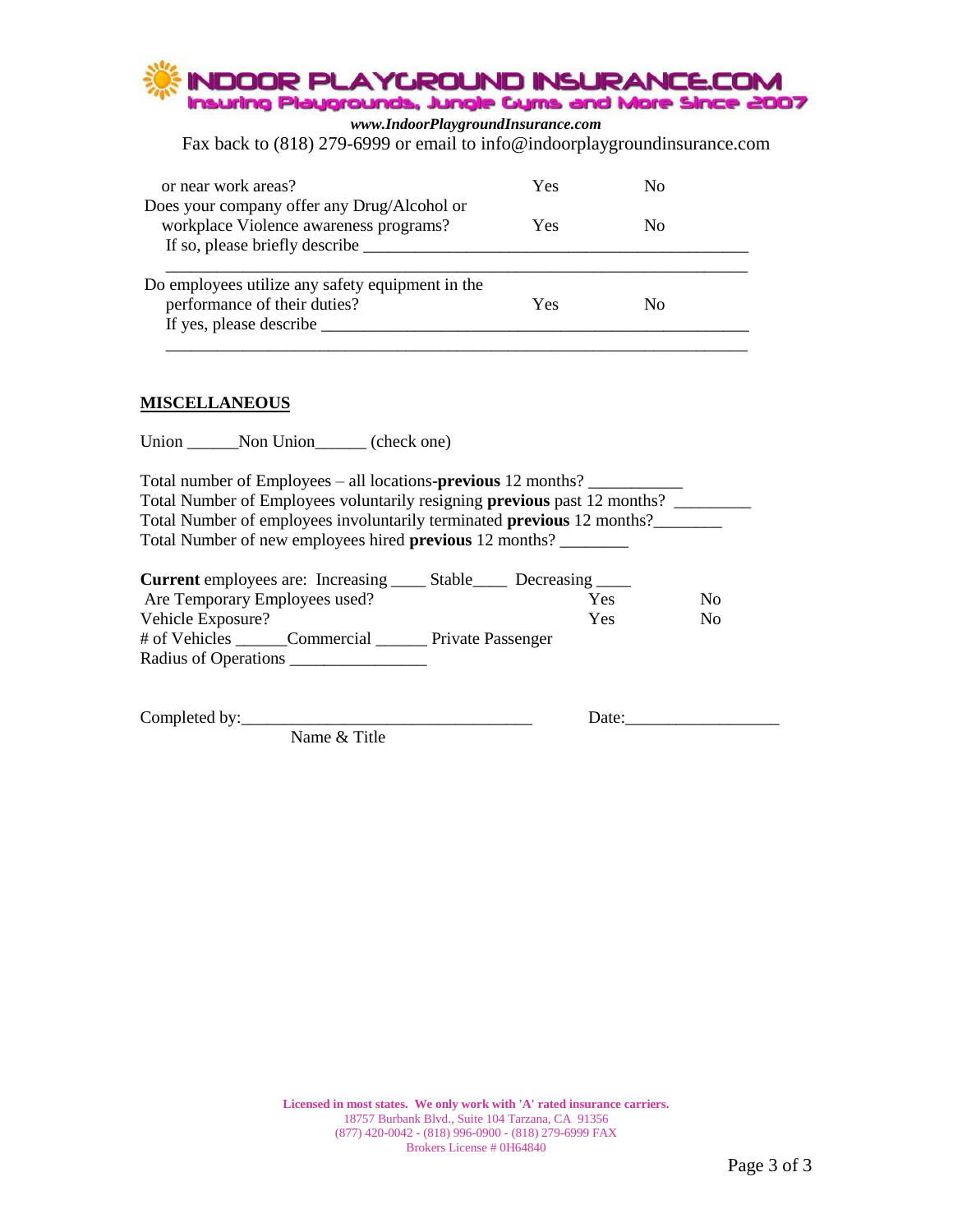# INDOOR PLAYGROUND INSURANCE.COM

Insuring Playgrounds, Jungle Gyms and More Since 2007

***www.IndoorPlaygroundInsurance.com***

Fax back to (818) 279-6999 or email to info@indoorplaygroundinsurance.com

or near work areas? Yes No

Does your company offer any Drug/Alcohol or workplace Violence awareness programs? Yes No

If so, please briefly describe ______________________________________________

_____________________________________________________________________

Do employees utilize any safety equipment in the performance of their duties? Yes No

If yes, please describe ___________________________________________________

_____________________________________________________________________

## MISCELLANEOUS

Union ______Non Union______ (check one)

Total number of Employees – all locations-**previous** 12 months? ___________

Total Number of Employees voluntarily resigning **previous** past 12 months? _________

Total Number of employees involuntarily terminated **previous** 12 months?________

Total Number of new employees hired **previous** 12 months? ________

**Current** employees are: Increasing ____ Stable____ Decreasing ____

Are Temporary Employees used? Yes No

Vehicle Exposure? Yes No

# of Vehicles ______Commercial ______ Private Passenger

Radius of Operations ________________

Completed by:__________________________________ Date:__________________

Name & Title

**Licensed in most states. We only work with 'A' rated insurance carriers.**

18757 Burbank Blvd., Suite 104 Tarzana, CA 91356

(877) 420-0042 - (818) 996-0900 - (818) 279-6999 FAX

Brokers License # 0H64840